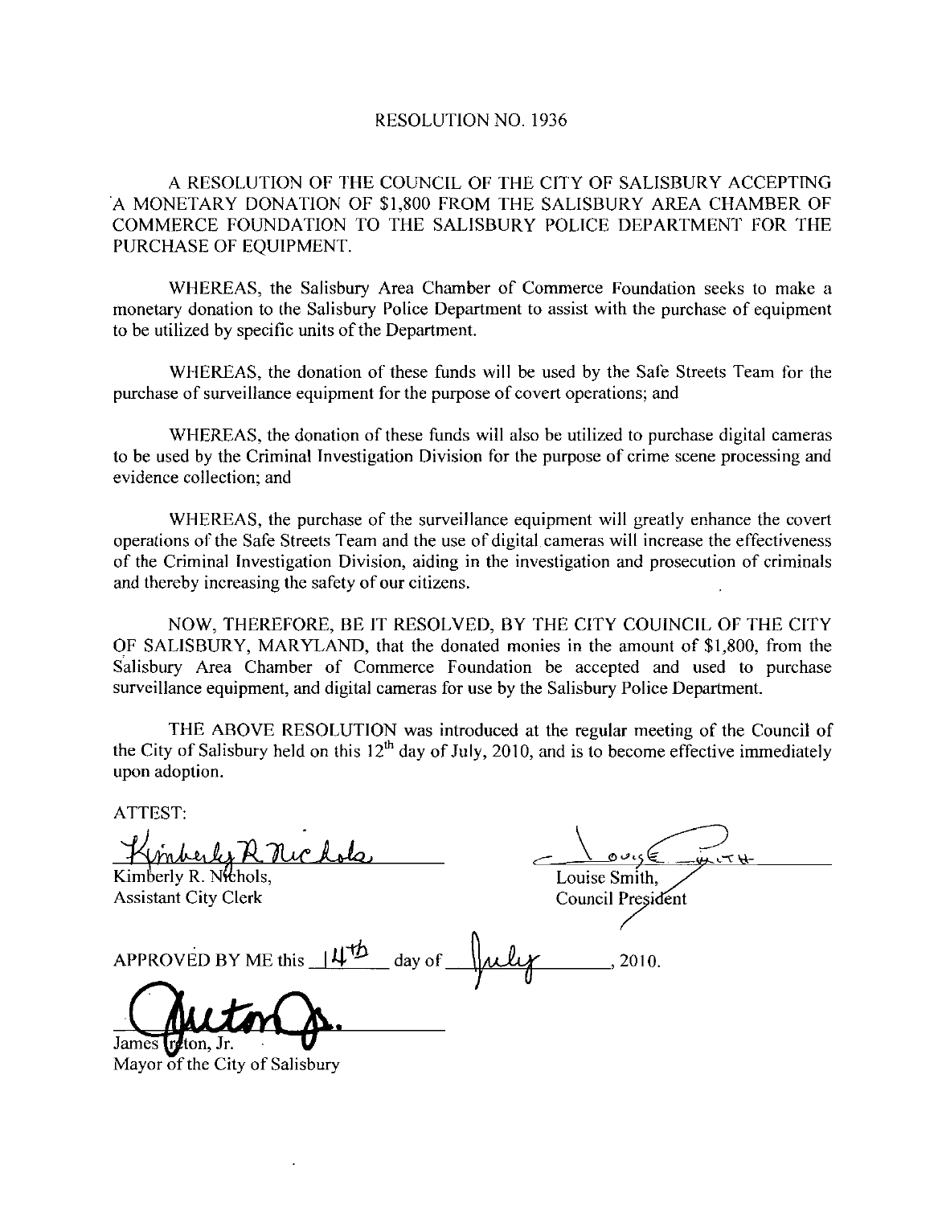RESOLUTION NO. 1936

A RESOLUTION OF THE COUNCIL OF THE CITY OF SALISBURY ACCEPTING A MONETARY DONATION OF $1,800 FROM THE SALISBURY AREA CHAMBER OF COMMERCE FOUNDATION TO THE SALISBURY POLICE DEPARTMENT FOR THE PURCHASE OF EQUIPMENT.

WHEREAS, the Salisbury Area Chamber of Commerce Foundation seeks to make a monetary donation to the Salisbury Police Department to assist with the purchase of equipment to be utilized by specific units of the Department.

WHEREAS, the donation of these funds will be used by the Safe Streets Team for the purchase of surveillance equipment for the purpose of covert operations; and

WHEREAS, the donation of these funds will also be utilized to purchase digital cameras to be used by the Criminal Investigation Division for the purpose of crime scene processing and evidence collection; and

WHEREAS, the purchase of the surveillance equipment will greatly enhance the covert operations of the Safe Streets Team and the use of digital cameras will increase the effectiveness of the Criminal Investigation Division, aiding in the investigation and prosecution of criminals and thereby increasing the safety of our citizens.

NOW, THEREFORE, BE IT RESOLVED, BY THE CITY COUINCIL OF THE CITY OF SALISBURY, MARYLAND, that the donated monies in the amount of $1,800, from the Salisbury Area Chamber of Commerce Foundation be accepted and used to purchase surveillance equipment, and digital cameras for use by the Salisbury Police Department.

THE ABOVE RESOLUTION was introduced at the regular meeting of the Council of the City of Salisbury held on this 12th day of July, 2010, and is to become effective immediately upon adoption.

ATTEST:

Kimberly R. Nichols,
Assistant City Clerk

Louise Smith,
Council President

APPROVED BY ME this 14th day of July, 2010.

James Ireton, Jr.
Mayor of the City of Salisbury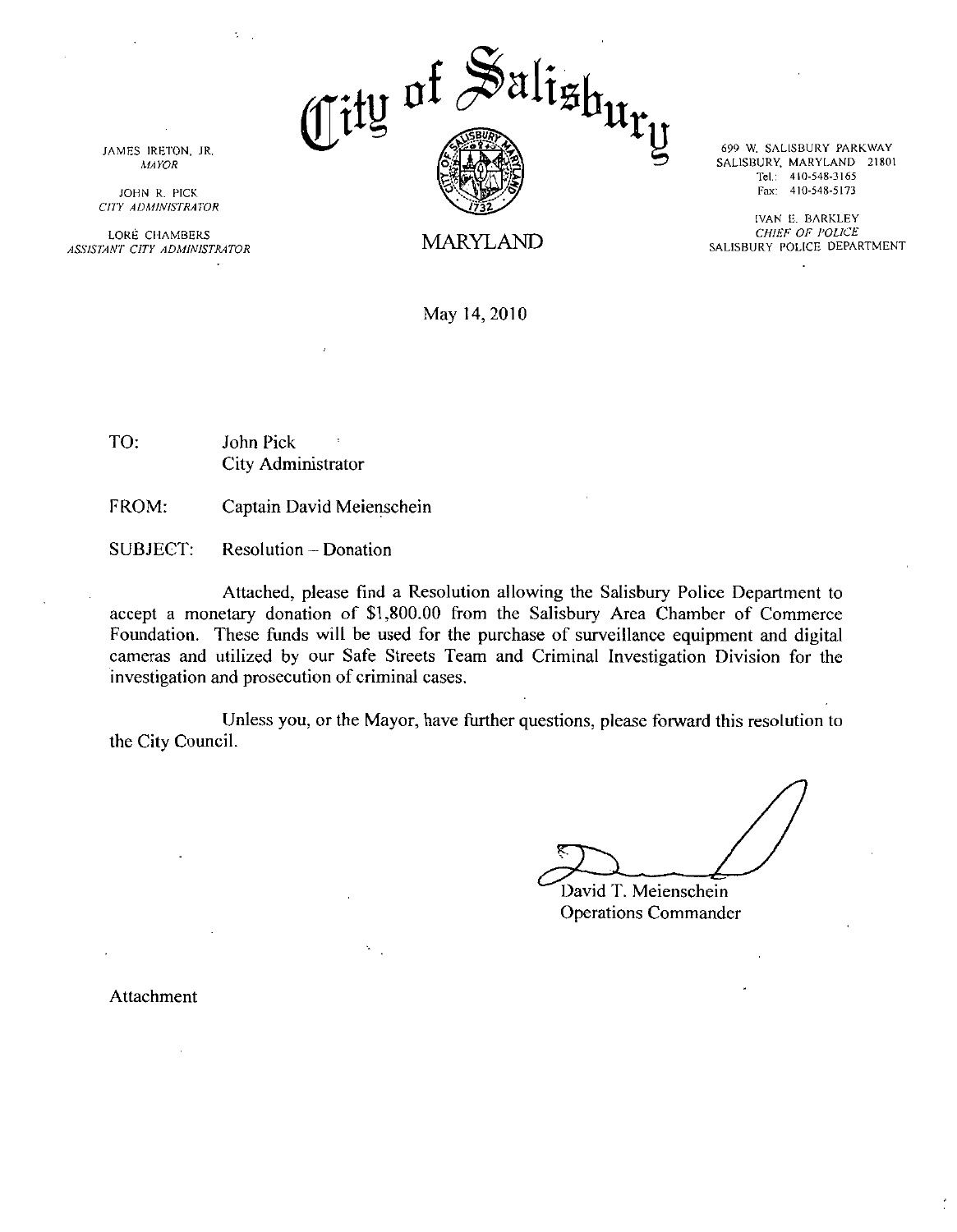# City of Salisbury

JAMES IRETON, JR.
*MAYOR*

JOHN R. PICK
*CITY ADMINISTRATOR*

LORÉ CHAMBERS
*ASSISTANT CITY ADMINISTRATOR*

MARYLAND

699 W. SALISBURY PARKWAY
SALISBURY, MARYLAND 21801
Tel.: 410-548-3165
Fax: 410-548-5173

IVAN E. BARKLEY
*CHIEF OF POLICE*
SALISBURY POLICE DEPARTMENT

May 14, 2010

TO: John Pick
City Administrator

FROM: Captain David Meienschein

SUBJECT: Resolution – Donation

Attached, please find a Resolution allowing the Salisbury Police Department to accept a monetary donation of $1,800.00 from the Salisbury Area Chamber of Commerce Foundation. These funds will be used for the purchase of surveillance equipment and digital cameras and utilized by our Safe Streets Team and Criminal Investigation Division for the investigation and prosecution of criminal cases.

Unless you, or the Mayor, have further questions, please forward this resolution to the City Council.

David T. Meienschein
Operations Commander

Attachment